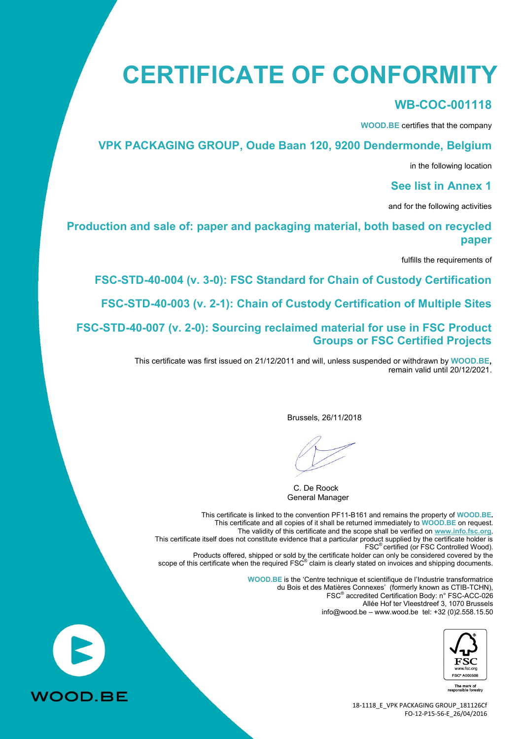# CERTIFICATE OF CONFORMITY

## WB-COC-001118

**WOOD.BE** certifies that the company

## VPK PACKAGING GROUP, Oude Baan 120, 9200 Dendermonde, Belgium

in the following location

## See list in Annex 1

and for the following activities

## Production and sale of: paper and packaging material, both based on recycled paper

fulfills the requirements of

## FSC-STD-40-004 (v. 3-0): FSC Standard for Chain of Custody Certification

## FSC-STD-40-003 (v. 2-1): Chain of Custody Certification of Multiple Sites

## FSC-STD-40-007 (v. 2-0): Sourcing reclaimed material for use in FSC Product Groups or FSC Certified Projects

This certificate was first issued on 21/12/2011 and will, unless suspended or withdrawn by **WOOD.BE**, remain valid until 20/12/2021.

Brussels, 26/11/2018

C. De Roock
General Manager

This certificate is linked to the convention PF11-B161 and remains the property of **WOOD.BE**.
This certificate and all copies of it shall be returned immediately to **WOOD.BE** on request.
The validity of this certificate and the scope shall be verified on www.info.fsc.org.
This certificate itself does not constitute evidence that a particular product supplied by the certificate holder is FSC® certified (or FSC Controlled Wood).
Products offered, shipped or sold by the certificate holder can only be considered covered by the scope of this certificate when the required FSC® claim is clearly stated on invoices and shipping documents.

**WOOD.BE** is the 'Centre technique et scientifique de l'Industrie transformatrice du Bois et des Matières Connexes' (formerly known as CTIB-TCHN),
FSC® accredited Certification Body: n° FSC-ACC-026
Allée Hof ter Vleestdreef 3, 1070 Brussels
info@wood.be – www.wood.be tel: +32 (0)2.558.15.50

FSC
www.fsc.org
FSC® A000508
The mark of responsible forestry

WOOD.BE

18-1118_E_VPK PACKAGING GROUP_181126Cf
FO-12-P15-56-E_26/04/2016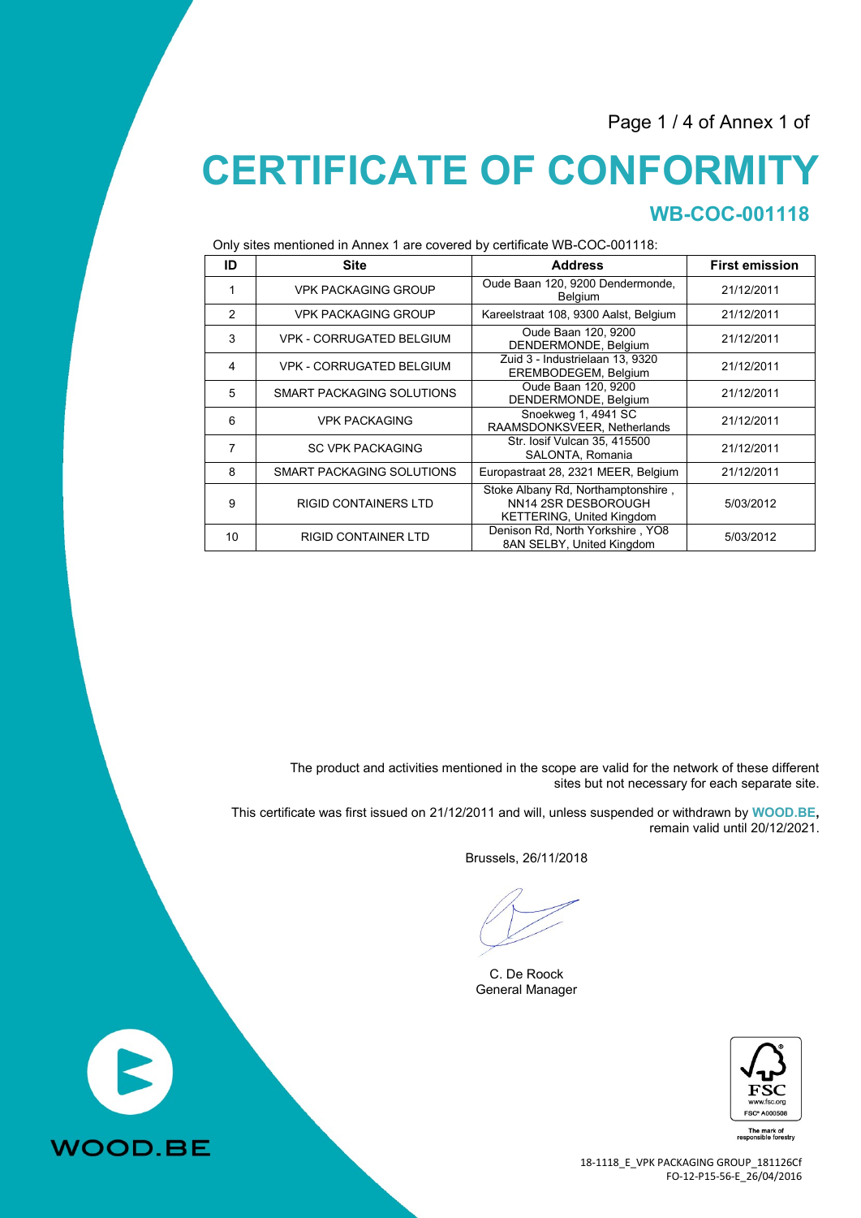Page 1 / 4 of Annex 1 of

# CERTIFICATE OF CONFORMITY

## WB-COC-001118

Only sites mentioned in Annex 1 are covered by certificate WB-COC-001118:

| ID | Site | Address | First emission |
|---|---|---|---|
| 1 | VPK PACKAGING GROUP | Oude Baan 120, 9200 Dendermonde, Belgium | 21/12/2011 |
| 2 | VPK PACKAGING GROUP | Kareelstraat 108, 9300 Aalst, Belgium | 21/12/2011 |
| 3 | VPK - CORRUGATED BELGIUM | Oude Baan 120, 9200 DENDERMONDE, Belgium | 21/12/2011 |
| 4 | VPK - CORRUGATED BELGIUM | Zuid 3 - Industrielaan 13, 9320 EREMBODEGEM, Belgium | 21/12/2011 |
| 5 | SMART PACKAGING SOLUTIONS | Oude Baan 120, 9200 DENDERMONDE, Belgium | 21/12/2011 |
| 6 | VPK PACKAGING | Snoekweg 1, 4941 SC RAAMSDONKSVEER, Netherlands | 21/12/2011 |
| 7 | SC VPK PACKAGING | Str. Iosif Vulcan 35, 415500 SALONTA, Romania | 21/12/2011 |
| 8 | SMART PACKAGING SOLUTIONS | Europastraat 28, 2321 MEER, Belgium | 21/12/2011 |
| 9 | RIGID CONTAINERS LTD | Stoke Albany Rd, Northamptonshire , NN14 2SR DESBOROUGH KETTERING, United Kingdom | 5/03/2012 |
| 10 | RIGID CONTAINER LTD | Denison Rd, North Yorkshire , YO8 8AN SELBY, United Kingdom | 5/03/2012 |

The product and activities mentioned in the scope are valid for the network of these different sites but not necessary for each separate site.

This certificate was first issued on 21/12/2011 and will, unless suspended or withdrawn by **WOOD.BE,** remain valid until 20/12/2021.

Brussels, 26/11/2018

C. De Roock
General Manager

WOOD.BE

FSC
www.fsc.org
FSC® A000508
The mark of responsible forestry

18-1118_E_VPK PACKAGING GROUP_181126Cf
FO-12-P15-56-E_26/04/2016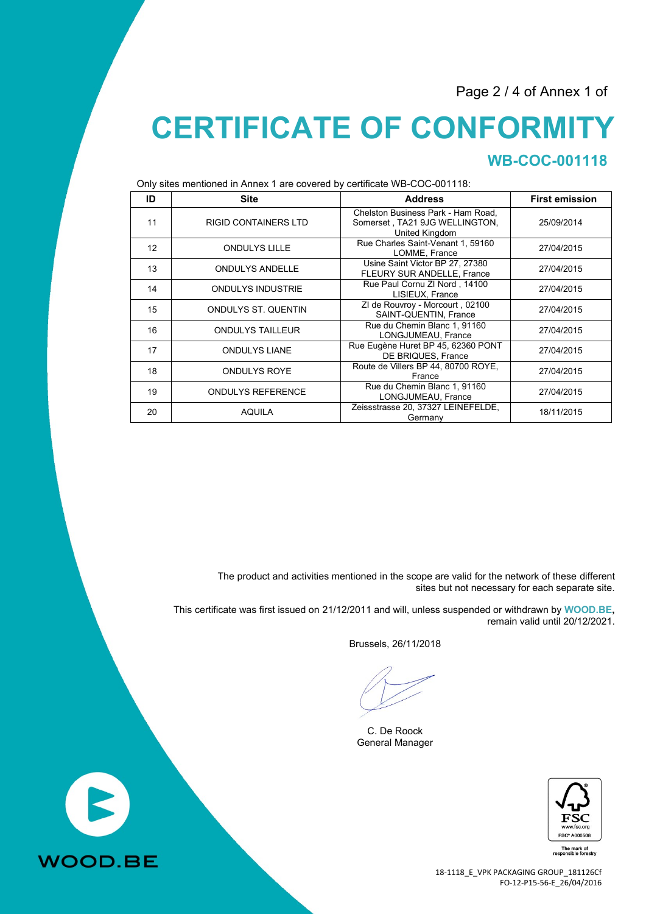Page 2 / 4 of Annex 1 of

# CERTIFICATE OF CONFORMITY

## WB-COC-001118

Only sites mentioned in Annex 1 are covered by certificate WB-COC-001118:

| ID | Site | Address | First emission |
|---|---|---|---|
| 11 | RIGID CONTAINERS LTD | Chelston Business Park - Ham Road, Somerset , TA21 9JG WELLINGTON, United Kingdom | 25/09/2014 |
| 12 | ONDULYS LILLE | Rue Charles Saint-Venant 1, 59160 LOMME, France | 27/04/2015 |
| 13 | ONDULYS ANDELLE | Usine Saint Victor BP 27, 27380 FLEURY SUR ANDELLE, France | 27/04/2015 |
| 14 | ONDULYS INDUSTRIE | Rue Paul Cornu ZI Nord , 14100 LISIEUX, France | 27/04/2015 |
| 15 | ONDULYS ST. QUENTIN | ZI de Rouvroy - Morcourt , 02100 SAINT-QUENTIN, France | 27/04/2015 |
| 16 | ONDULYS TAILLEUR | Rue du Chemin Blanc 1, 91160 LONGJUMEAU, France | 27/04/2015 |
| 17 | ONDULYS LIANE | Rue Eugène Huret BP 45, 62360 PONT DE BRIQUES, France | 27/04/2015 |
| 18 | ONDULYS ROYE | Route de Villers BP 44, 80700 ROYE, France | 27/04/2015 |
| 19 | ONDULYS REFERENCE | Rue du Chemin Blanc 1, 91160 LONGJUMEAU, France | 27/04/2015 |
| 20 | AQUILA | Zeissstrasse 20, 37327 LEINEFELDE, Germany | 18/11/2015 |

The product and activities mentioned in the scope are valid for the network of these different sites but not necessary for each separate site.

This certificate was first issued on 21/12/2011 and will, unless suspended or withdrawn by **WOOD.BE**, remain valid until 20/12/2021.

Brussels, 26/11/2018

C. De Roock
General Manager

WOOD.BE

FSC
www.fsc.org
FSC® A000508
The mark of responsible forestry

18-1118_E_VPK PACKAGING GROUP_181126Cf
FO-12-P15-56-E_26/04/2016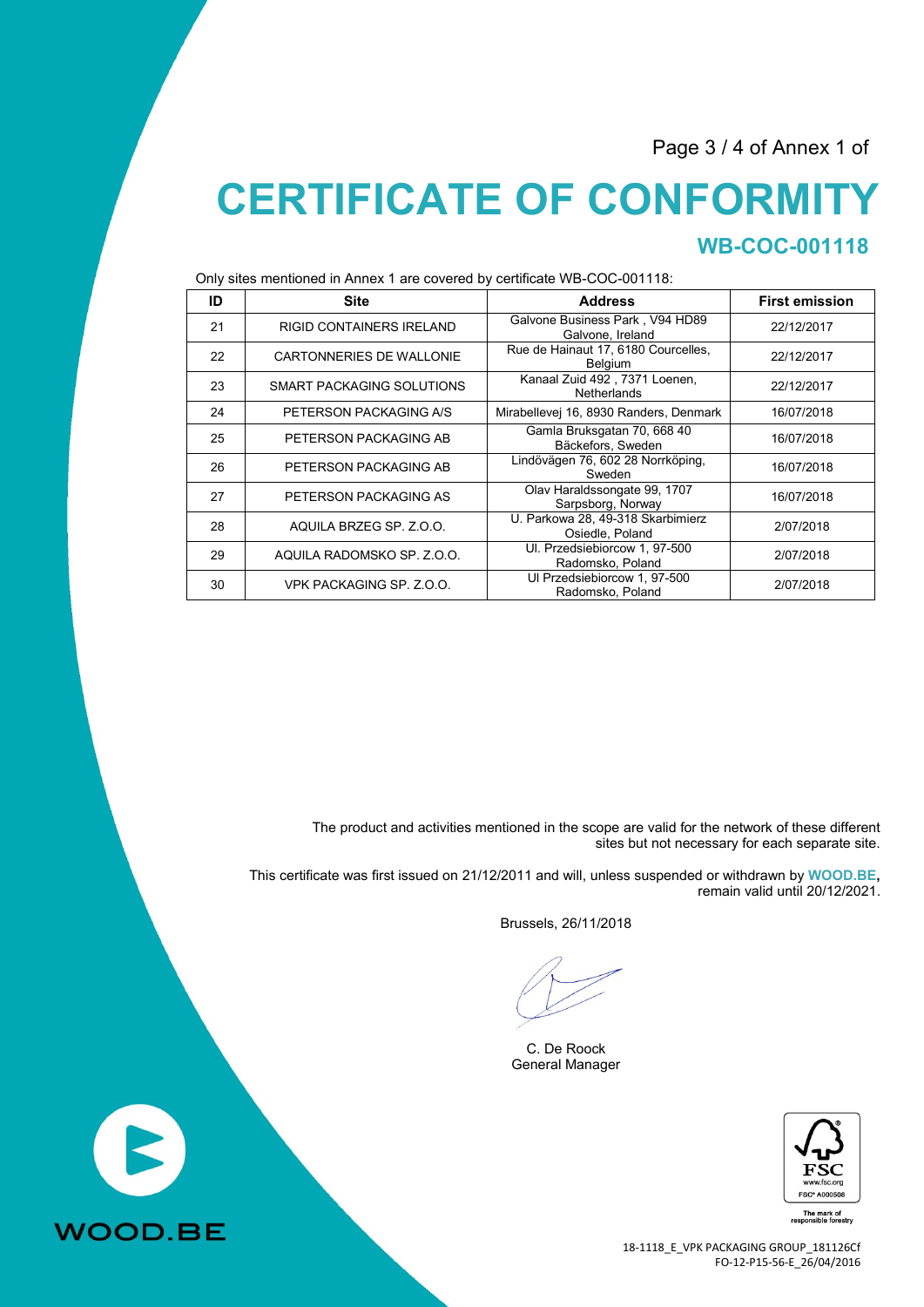Page 3 / 4 of Annex 1 of

# CERTIFICATE OF CONFORMITY

## WB-COC-001118

Only sites mentioned in Annex 1 are covered by certificate WB-COC-001118:

| ID | Site | Address | First emission |
|---|---|---|---|
| 21 | RIGID CONTAINERS IRELAND | Galvone Business Park , V94 HD89 Galvone, Ireland | 22/12/2017 |
| 22 | CARTONNERIES DE WALLONIE | Rue de Hainaut 17, 6180 Courcelles, Belgium | 22/12/2017 |
| 23 | SMART PACKAGING SOLUTIONS | Kanaal Zuid 492 , 7371 Loenen, Netherlands | 22/12/2017 |
| 24 | PETERSON PACKAGING A/S | Mirabellevej 16, 8930 Randers, Denmark | 16/07/2018 |
| 25 | PETERSON PACKAGING AB | Gamla Bruksgatan 70, 668 40 Bäckefors, Sweden | 16/07/2018 |
| 26 | PETERSON PACKAGING AB | Lindövägen 76, 602 28 Norrköping, Sweden | 16/07/2018 |
| 27 | PETERSON PACKAGING AS | Olav Haraldssongate 99, 1707 Sarpsborg, Norway | 16/07/2018 |
| 28 | AQUILA BRZEG SP. Z.O.O. | U. Parkowa 28, 49-318 Skarbimierz Osiedle, Poland | 2/07/2018 |
| 29 | AQUILA RADOMSKO SP. Z.O.O. | Ul. Przedsiebiorcow 1, 97-500 Radomsko, Poland | 2/07/2018 |
| 30 | VPK PACKAGING SP. Z.O.O. | Ul Przedsiebiorcow 1, 97-500 Radomsko, Poland | 2/07/2018 |

The product and activities mentioned in the scope are valid for the network of these different sites but not necessary for each separate site.

This certificate was first issued on 21/12/2011 and will, unless suspended or withdrawn by **WOOD.BE**, remain valid until 20/12/2021.

Brussels, 26/11/2018

C. De Roock
General Manager

WOOD.BE

FSC
www.fsc.org
FSC® A000508
The mark of responsible forestry

18-1118_E_VPK PACKAGING GROUP_181126Cf
FO-12-P15-56-E_26/04/2016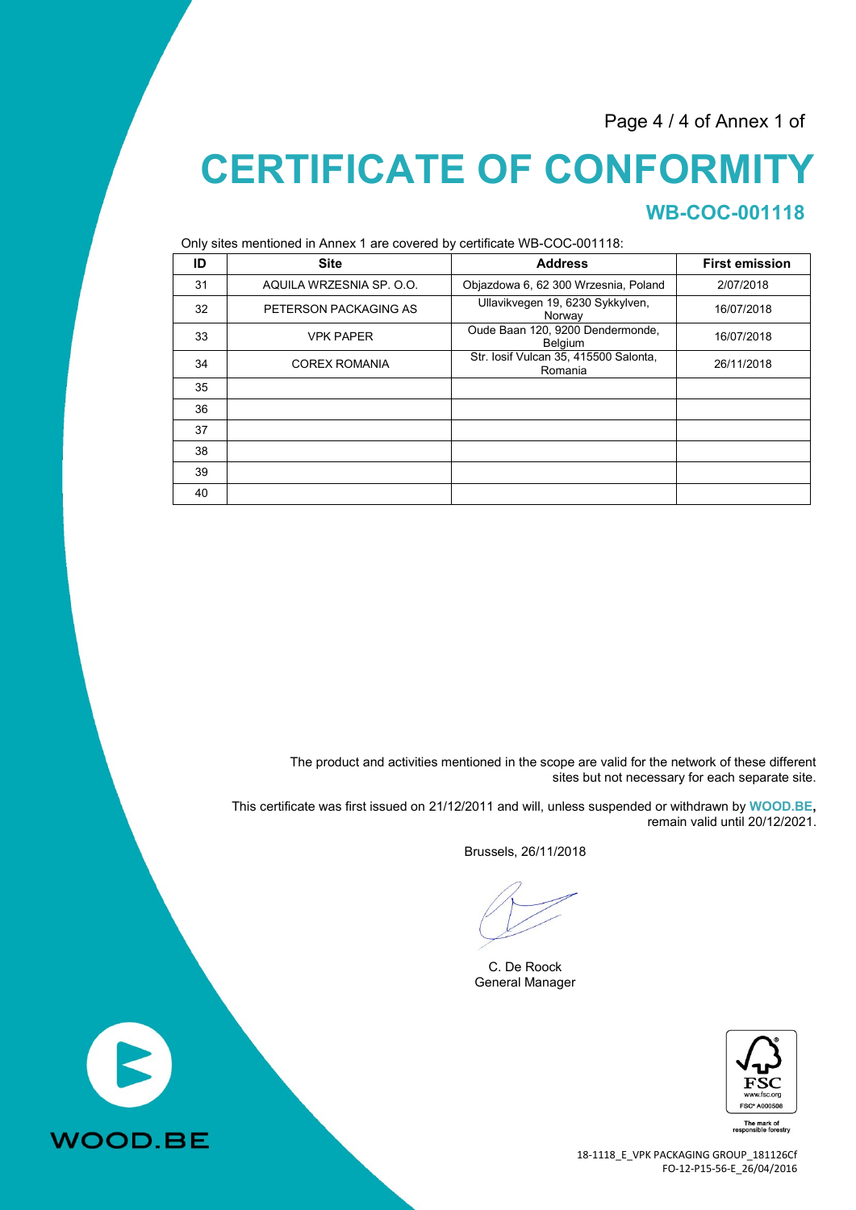Page 4 / 4 of Annex 1 of

# CERTIFICATE OF CONFORMITY

## WB-COC-001118

Only sites mentioned in Annex 1 are covered by certificate WB-COC-001118:

| ID | Site | Address | First emission |
|---|---|---|---|
| 31 | AQUILA WRZESNIA SP. O.O. | Objazdowa 6, 62 300 Wrzesnia, Poland | 2/07/2018 |
| 32 | PETERSON PACKAGING AS | Ullavikvegen 19, 6230 Sykkylven, Norway | 16/07/2018 |
| 33 | VPK PAPER | Oude Baan 120, 9200 Dendermonde, Belgium | 16/07/2018 |
| 34 | COREX ROMANIA | Str. Iosif Vulcan 35, 415500 Salonta, Romania | 26/11/2018 |
| 35 | | | |
| 36 | | | |
| 37 | | | |
| 38 | | | |
| 39 | | | |
| 40 | | | |

The product and activities mentioned in the scope are valid for the network of these different sites but not necessary for each separate site.

This certificate was first issued on 21/12/2011 and will, unless suspended or withdrawn by **WOOD.BE**, remain valid until 20/12/2021.

Brussels, 26/11/2018

C. De Roock
General Manager

WOOD.BE

FSC
www.fsc.org
FSC® A000508
The mark of responsible forestry

18-1118_E_VPK PACKAGING GROUP_181126Cf
FO-12-P15-56-E_26/04/2016